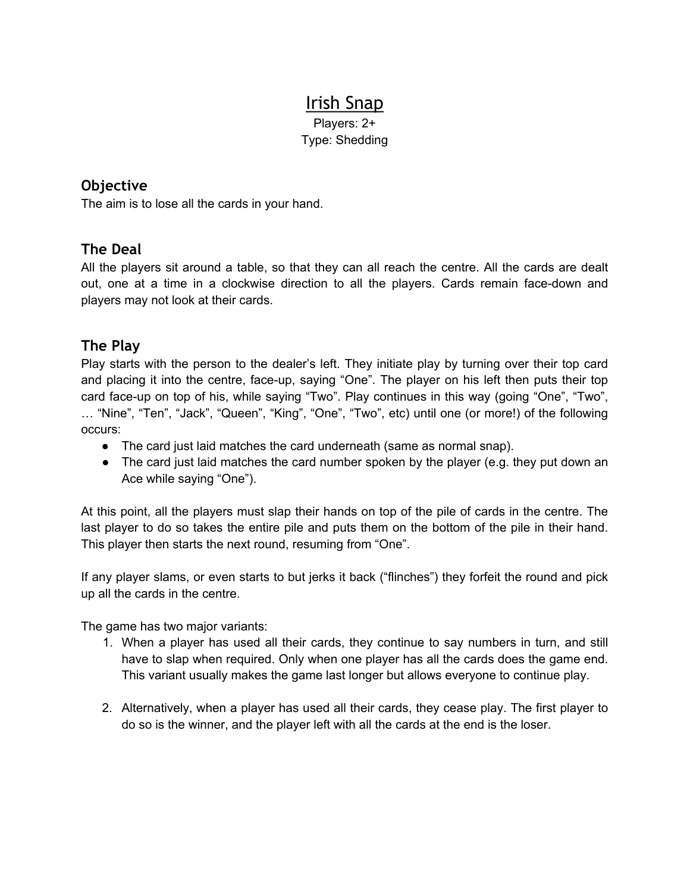# Irish Snap

Players: 2+
Type: Shedding

## Objective

The aim is to lose all the cards in your hand.

## The Deal

All the players sit around a table, so that they can all reach the centre. All the cards are dealt out, one at a time in a clockwise direction to all the players. Cards remain face-down and players may not look at their cards.

## The Play

Play starts with the person to the dealer's left. They initiate play by turning over their top card and placing it into the centre, face-up, saying "One". The player on his left then puts their top card face-up on top of his, while saying "Two". Play continues in this way (going "One", "Two", … "Nine", "Ten", "Jack", "Queen", "King", "One", "Two", etc) until one (or more!) of the following occurs:

- The card just laid matches the card underneath (same as normal snap).
- The card just laid matches the card number spoken by the player (e.g. they put down an Ace while saying "One").

At this point, all the players must slap their hands on top of the pile of cards in the centre. The last player to do so takes the entire pile and puts them on the bottom of the pile in their hand. This player then starts the next round, resuming from "One".

If any player slams, or even starts to but jerks it back ("flinches") they forfeit the round and pick up all the cards in the centre.

The game has two major variants:

1. When a player has used all their cards, they continue to say numbers in turn, and still have to slap when required. Only when one player has all the cards does the game end. This variant usually makes the game last longer but allows everyone to continue play.

2. Alternatively, when a player has used all their cards, they cease play. The first player to do so is the winner, and the player left with all the cards at the end is the loser.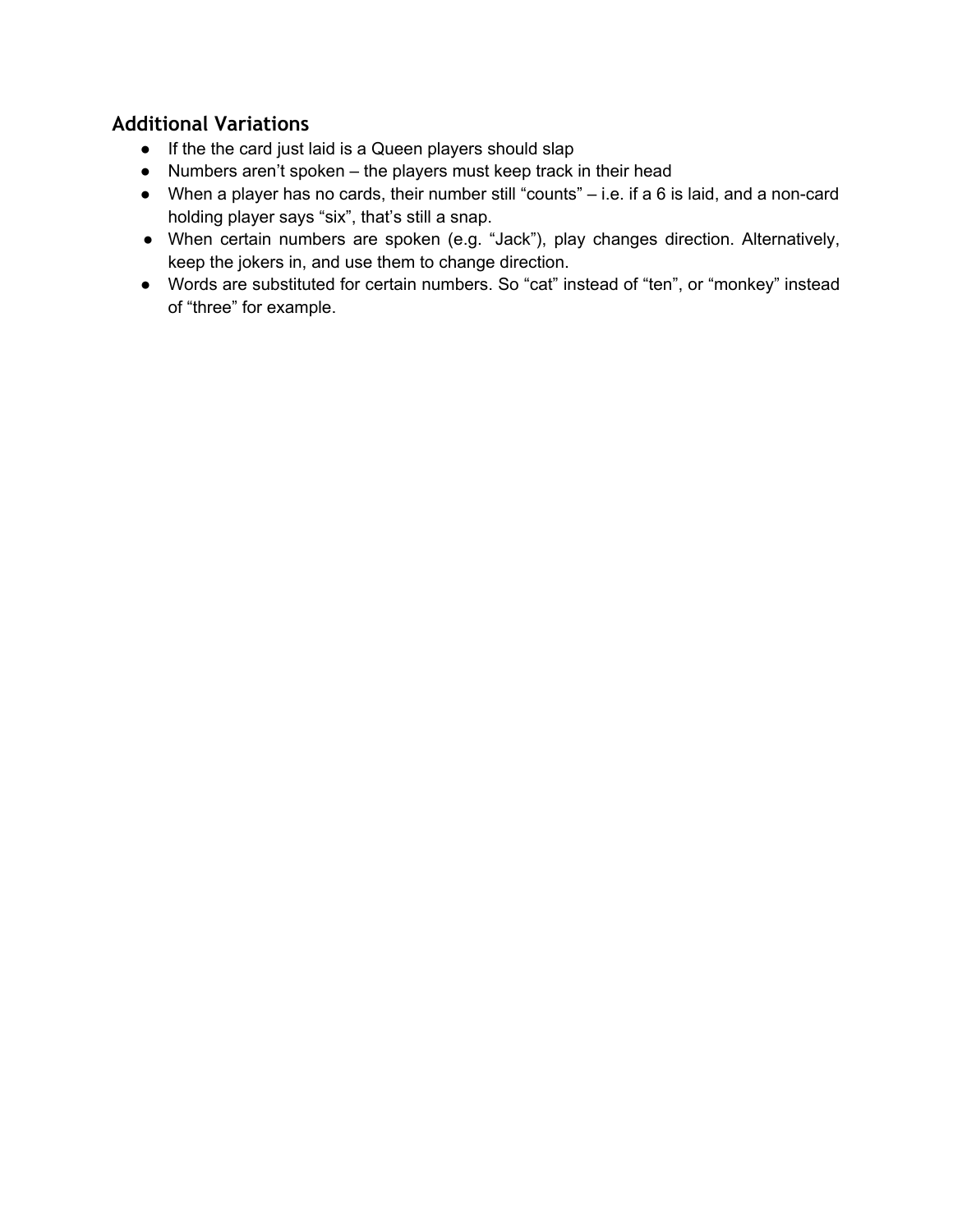## Additional Variations

- If the the card just laid is a Queen players should slap
- Numbers aren't spoken – the players must keep track in their head
- When a player has no cards, their number still "counts" – i.e. if a 6 is laid, and a non-card holding player says "six", that's still a snap.
- When certain numbers are spoken (e.g. "Jack"), play changes direction. Alternatively, keep the jokers in, and use them to change direction.
- Words are substituted for certain numbers. So "cat" instead of "ten", or "monkey" instead of "three" for example.